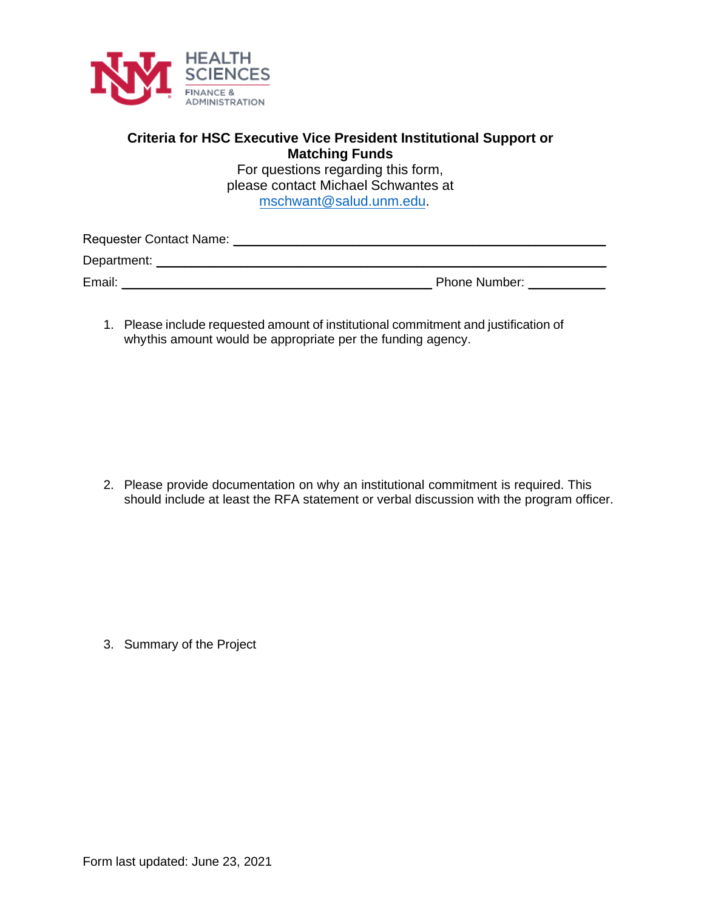HEALTH SCIENCES
FINANCE & ADMINISTRATION

**Criteria for HSC Executive Vice President Institutional Support or Matching Funds**

For questions regarding this form,
please contact Michael Schwantes at
mschwant@salud.unm.edu.

Requester Contact Name: ______________________________

Department: ______________________________

Email: ______________________________ Phone Number: __________

1. Please include requested amount of institutional commitment and justification of whythis amount would be appropriate per the funding agency.

2. Please provide documentation on why an institutional commitment is required. This should include at least the RFA statement or verbal discussion with the program officer.

3. Summary of the Project

Form last updated: June 23, 2021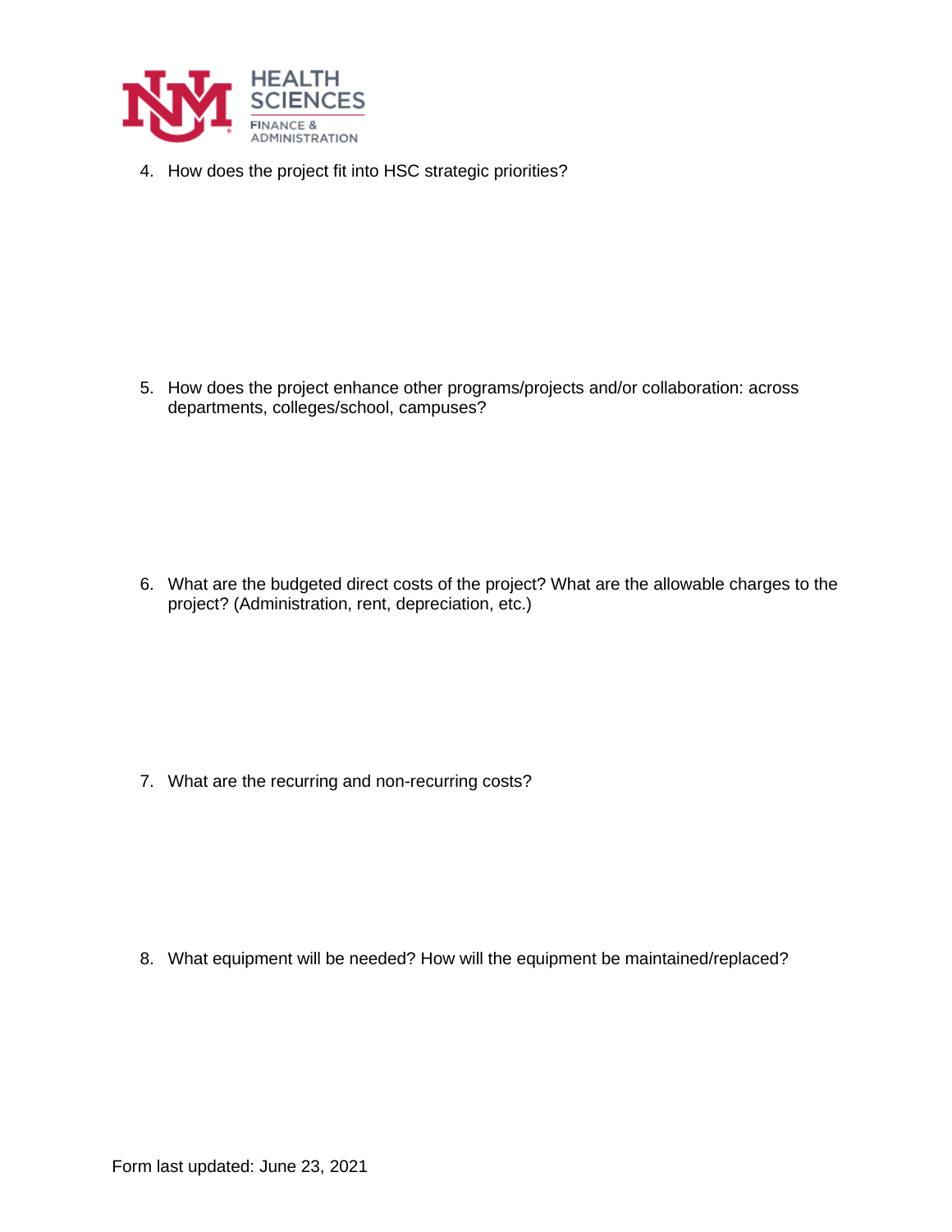4. How does the project fit into HSC strategic priorities?

5. How does the project enhance other programs/projects and/or collaboration: across departments, colleges/school, campuses?

6. What are the budgeted direct costs of the project? What are the allowable charges to the project? (Administration, rent, depreciation, etc.)

7. What are the recurring and non-recurring costs?

8. What equipment will be needed? How will the equipment be maintained/replaced?

Form last updated: June 23, 2021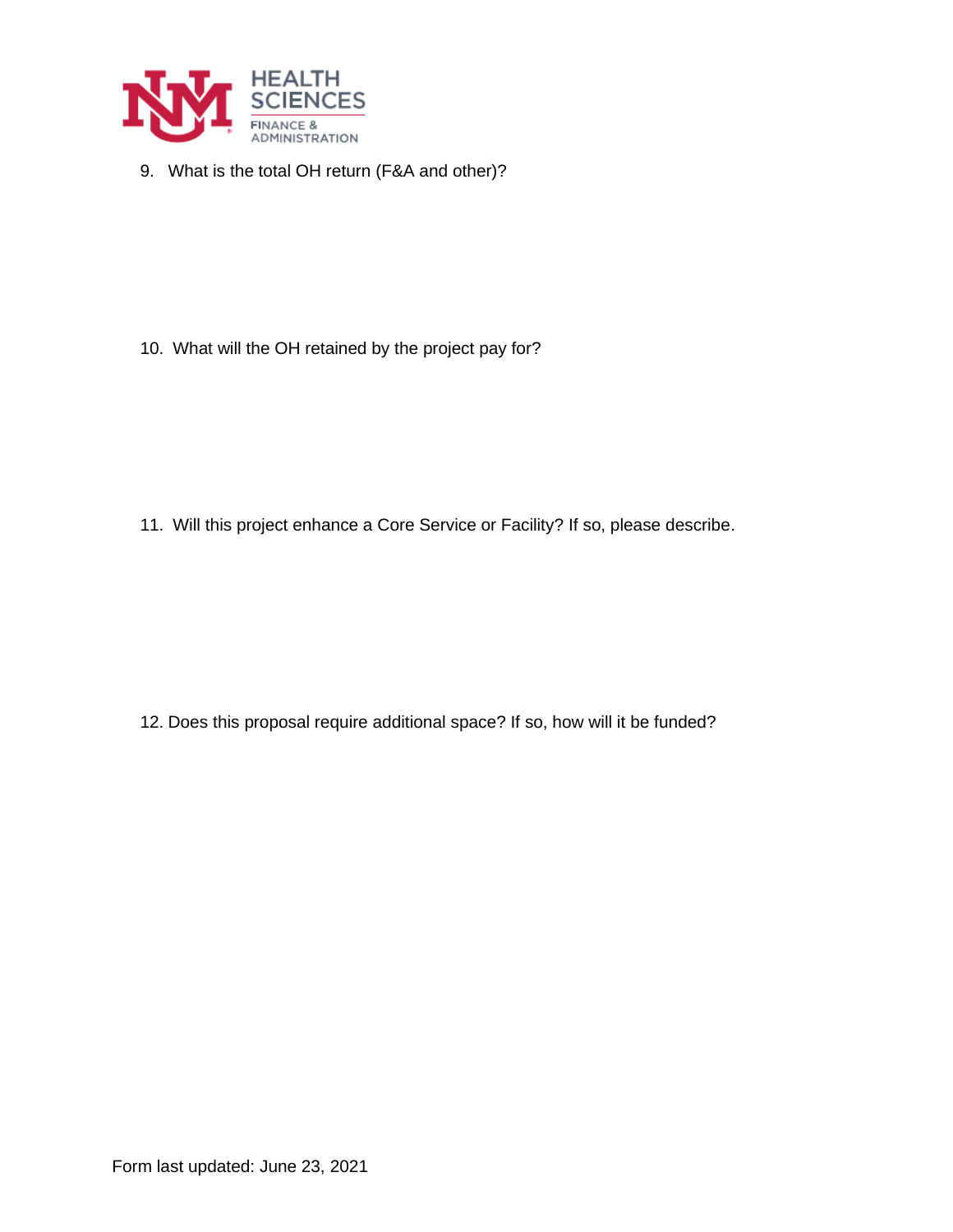9. What is the total OH return (F&A and other)?

10. What will the OH retained by the project pay for?

11. Will this project enhance a Core Service or Facility? If so, please describe.

12. Does this proposal require additional space? If so, how will it be funded?

Form last updated: June 23, 2021